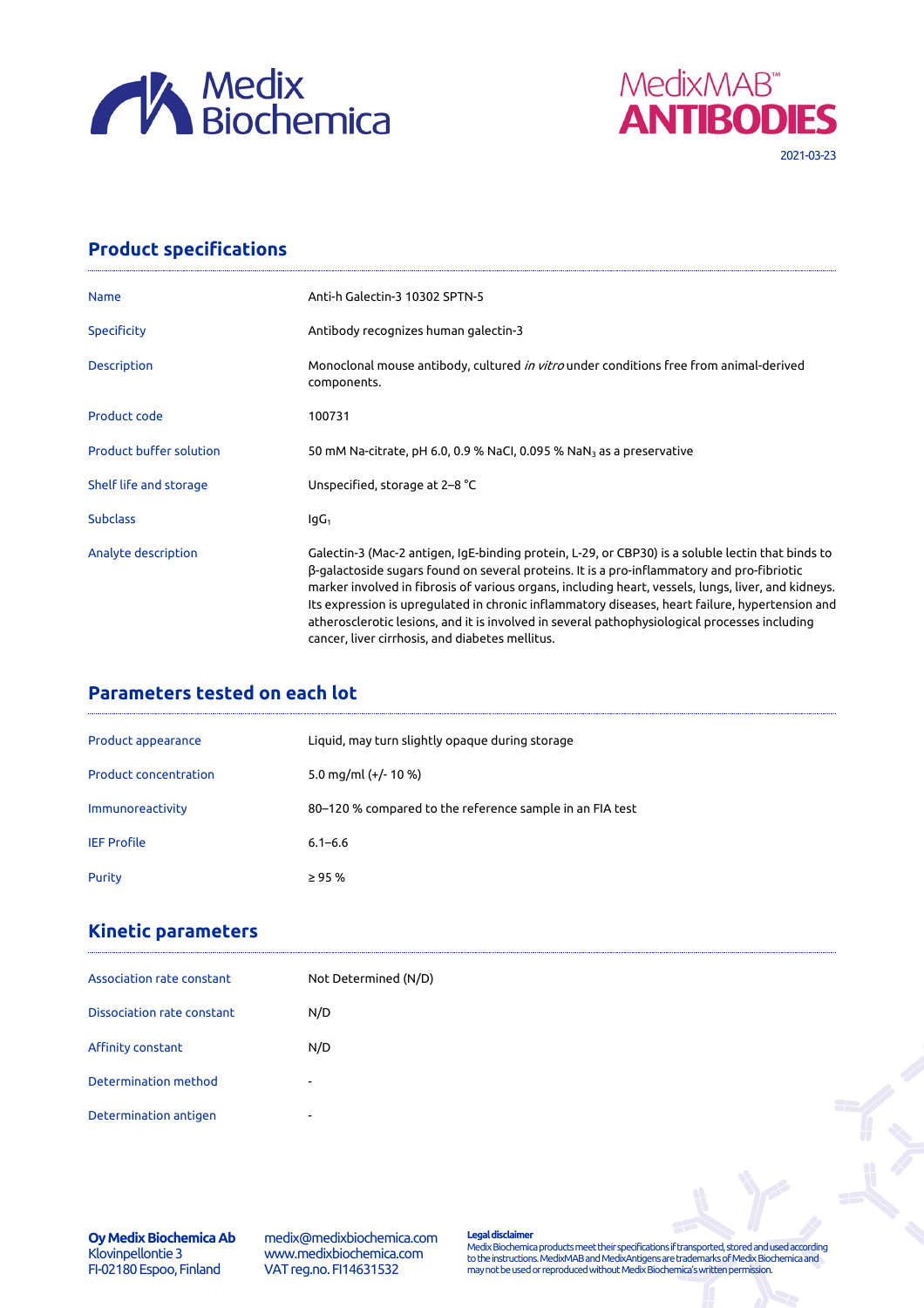Medix Biochemica

MedixMAB™ ANTIBODIES

2021-03-23

## Product specifications

| | |
|---|---|
| Name | Anti-h Galectin-3 10302 SPTN-5 |
| Specificity | Antibody recognizes human galectin-3 |
| Description | Monoclonal mouse antibody, cultured *in vitro* under conditions free from animal-derived components. |
| Product code | 100731 |
| Product buffer solution | 50 mM Na-citrate, pH 6.0, 0.9 % NaCl, 0.095 % $NaN_3$ as a preservative |
| Shelf life and storage | Unspecified, storage at 2–8 °C |
| Subclass | $IgG_1$ |
| Analyte description | Galectin-3 (Mac-2 antigen, IgE-binding protein, L-29, or CBP30) is a soluble lectin that binds to β-galactoside sugars found on several proteins. It is a pro-inflammatory and pro-fibriotic marker involved in fibrosis of various organs, including heart, vessels, lungs, liver, and kidneys. Its expression is upregulated in chronic inflammatory diseases, heart failure, hypertension and atherosclerotic lesions, and it is involved in several pathophysiological processes including cancer, liver cirrhosis, and diabetes mellitus. |

## Parameters tested on each lot

| | |
|---|---|
| Product appearance | Liquid, may turn slightly opaque during storage |
| Product concentration | 5.0 mg/ml (+/- 10 %) |
| Immunoreactivity | 80–120 % compared to the reference sample in an FIA test |
| IEF Profile | 6.1–6.6 |
| Purity | ≥ 95 % |

## Kinetic parameters

| | |
|---|---|
| Association rate constant | Not Determined (N/D) |
| Dissociation rate constant | N/D |
| Affinity constant | N/D |
| Determination method | - |
| Determination antigen | - |

**Oy Medix Biochemica Ab**
Klovinpellontie 3
FI-02180 Espoo, Finland

medix@medixbiochemica.com
www.medixbiochemica.com
VAT reg.no. FI14631532

**Legal disclaimer**
Medix Biochemica products meet their specifications if transported, stored and used according to the instructions. MedixMAB and MedixAntigens are trademarks of Medix Biochemica and may not be used or reproduced without Medix Biochemica's written permission.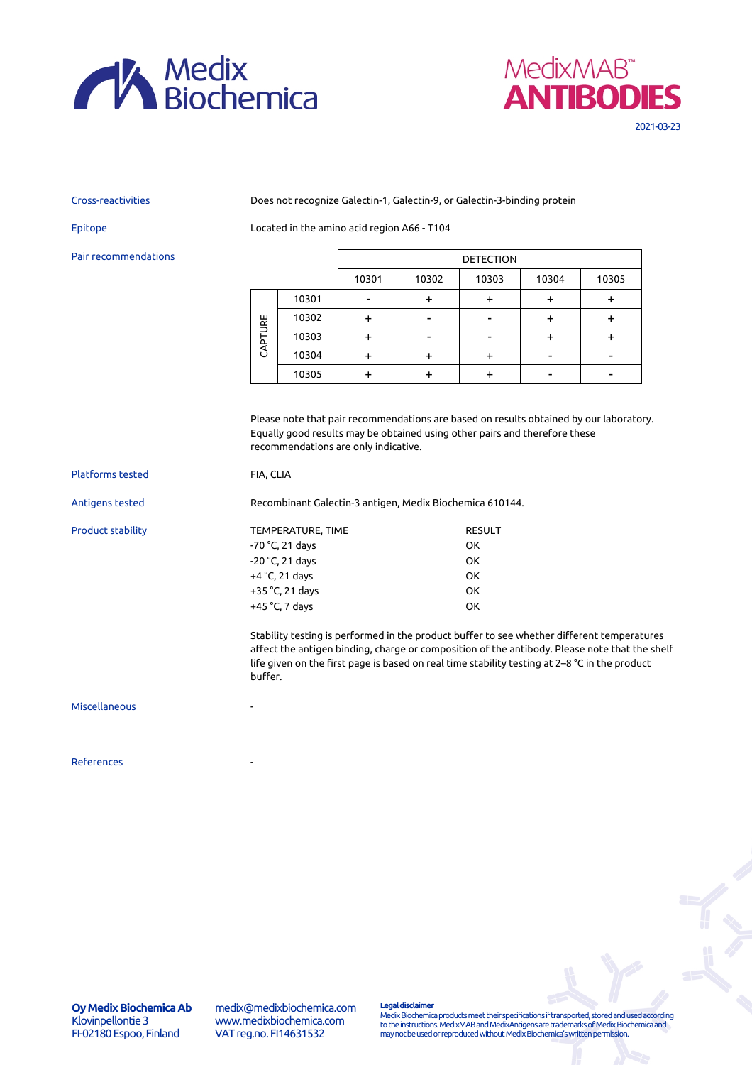2021-03-23

**Cross-reactivities**

Does not recognize Galectin-1, Galectin-9, or Galectin-3-binding protein

**Epitope**

Located in the amino acid region A66 - T104

**Pair recommendations**

| | | DETECTION | | | | |
|---|---|---|---|---|---|---|
| | | 10301 | 10302 | 10303 | 10304 | 10305 |
| CAPTURE | 10301 | - | + | + | + | + |
| | 10302 | + | - | - | + | + |
| | 10303 | + | - | - | + | + |
| | 10304 | + | + | + | - | - |
| | 10305 | + | + | + | - | - |

Please note that pair recommendations are based on results obtained by our laboratory. Equally good results may be obtained using other pairs and therefore these recommendations are only indicative.

**Platforms tested**

FIA, CLIA

**Antigens tested**

Recombinant Galectin-3 antigen, Medix Biochemica 610144.

**Product stability**

| TEMPERATURE, TIME | RESULT |
|---|---|
| -70 °C, 21 days | OK |
| -20 °C, 21 days | OK |
| +4 °C, 21 days | OK |
| +35 °C, 21 days | OK |
| +45 °C, 7 days | OK |

Stability testing is performed in the product buffer to see whether different temperatures affect the antigen binding, charge or composition of the antibody. Please note that the shelf life given on the first page is based on real time stability testing at 2–8 °C in the product buffer.

**Miscellaneous**

-

**References**

-

**Oy Medix Biochemica Ab**
Klovinpellontie 3
FI-02180 Espoo, Finland

medix@medixbiochemica.com
www.medixbiochemica.com
VAT reg.no. FI14631532

**Legal disclaimer**
Medix Biochemica products meet their specifications if transported, stored and used according to the instructions. MedixMAB and MedixAntigens are trademarks of Medix Biochemica and may not be used or reproduced without Medix Biochemica's written permission.